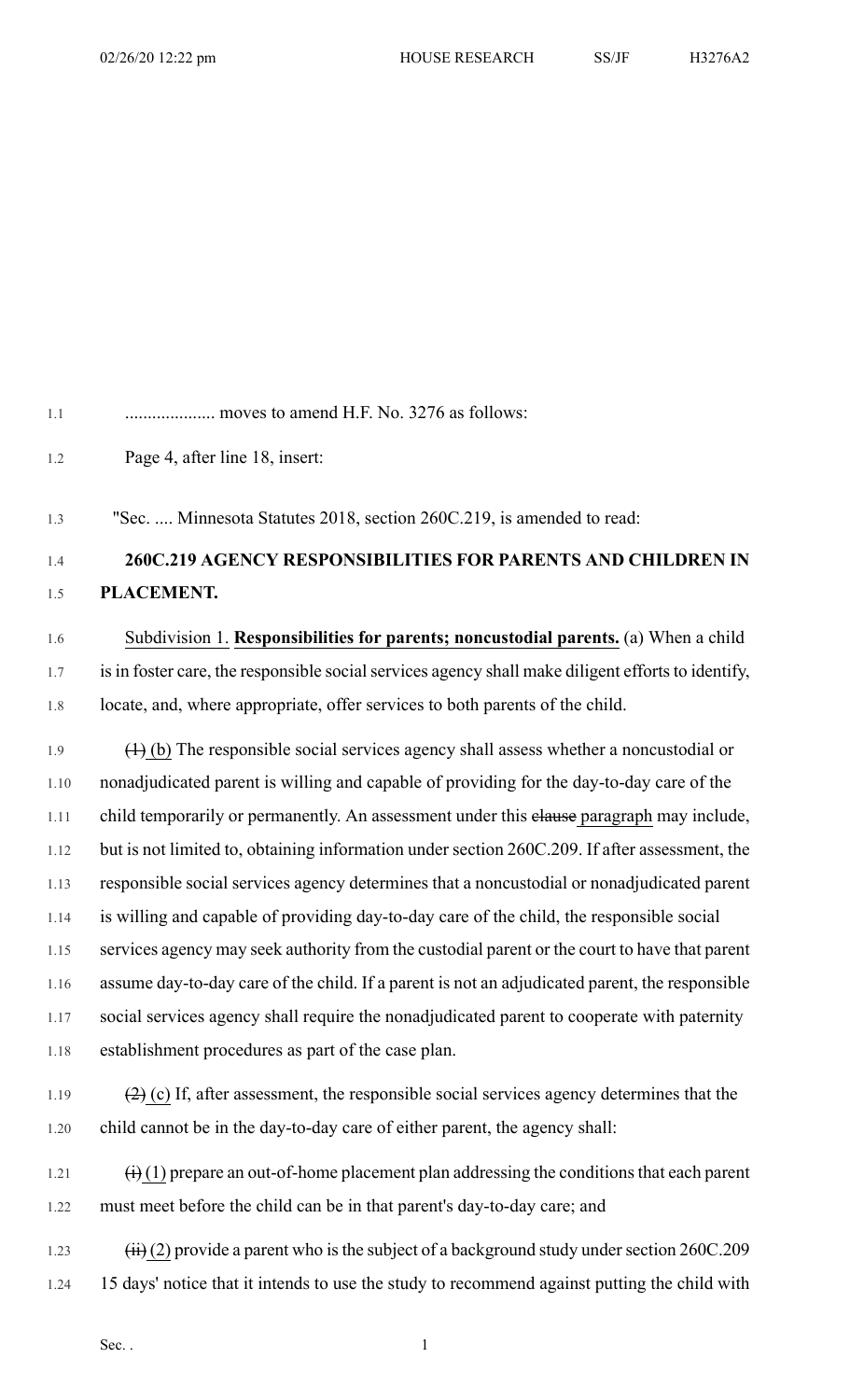.................... moves to amend H.F. No. 3276 as follows:

Page 4, after line 18, insert:

"Sec. .... Minnesota Statutes 2018, section 260C.219, is amended to read:

**260C.219 AGENCY RESPONSIBILITIES FOR PARENTS AND CHILDREN IN PLACEMENT.**

Subdivision 1. **Responsibilities for parents; noncustodial parents.** (a) When a child is in foster care, the responsible social services agency shall make diligent efforts to identify, locate, and, where appropriate, offer services to both parents of the child.

~~(1)~~ (b) The responsible social services agency shall assess whether a noncustodial or nonadjudicated parent is willing and capable of providing for the day-to-day care of the child temporarily or permanently. An assessment under this ~~clause~~ paragraph may include, but is not limited to, obtaining information under section 260C.209. If after assessment, the responsible social services agency determines that a noncustodial or nonadjudicated parent is willing and capable of providing day-to-day care of the child, the responsible social services agency may seek authority from the custodial parent or the court to have that parent assume day-to-day care of the child. If a parent is not an adjudicated parent, the responsible social services agency shall require the nonadjudicated parent to cooperate with paternity establishment procedures as part of the case plan.

~~(2)~~ (c) If, after assessment, the responsible social services agency determines that the child cannot be in the day-to-day care of either parent, the agency shall:

~~(i)~~ (1) prepare an out-of-home placement plan addressing the conditions that each parent must meet before the child can be in that parent's day-to-day care; and

~~(ii)~~ (2) provide a parent who is the subject of a background study under section 260C.209 15 days' notice that it intends to use the study to recommend against putting the child with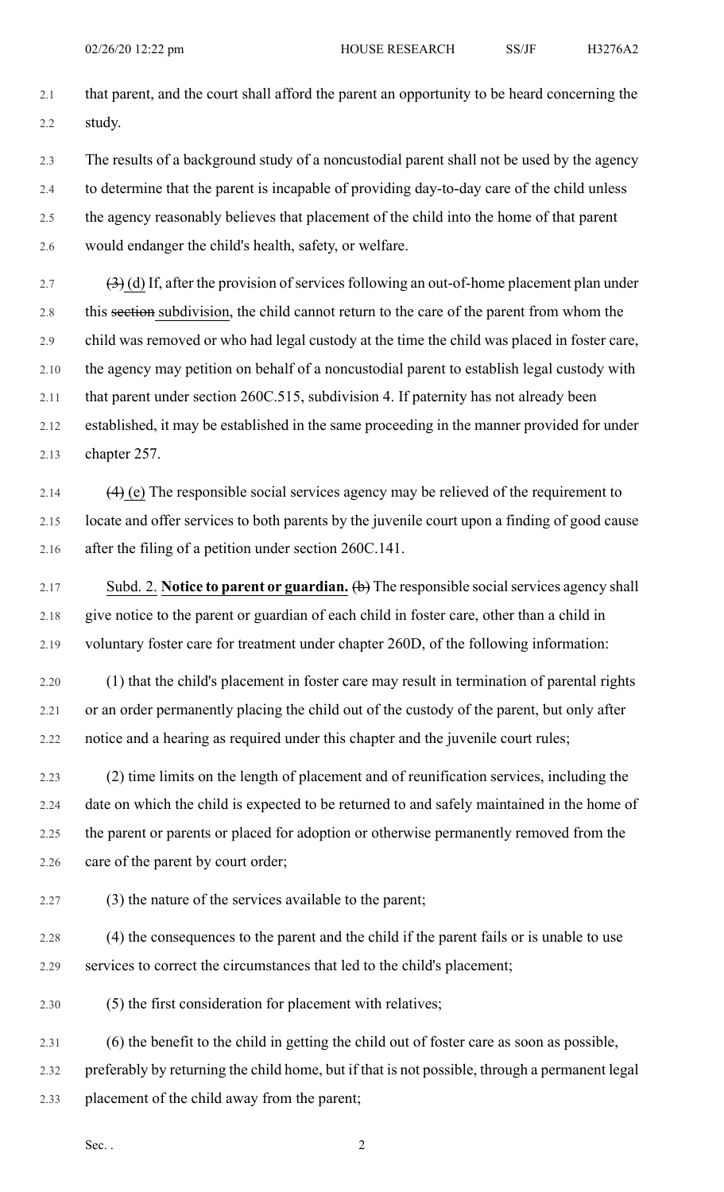that parent, and the court shall afford the parent an opportunity to be heard concerning the study.

The results of a background study of a noncustodial parent shall not be used by the agency to determine that the parent is incapable of providing day-to-day care of the child unless the agency reasonably believes that placement of the child into the home of that parent would endanger the child's health, safety, or welfare.

~~(3)~~ (d) If, after the provision of services following an out-of-home placement plan under this ~~section~~ subdivision, the child cannot return to the care of the parent from whom the child was removed or who had legal custody at the time the child was placed in foster care, the agency may petition on behalf of a noncustodial parent to establish legal custody with that parent under section 260C.515, subdivision 4. If paternity has not already been established, it may be established in the same proceeding in the manner provided for under chapter 257.

~~(4)~~ (e) The responsible social services agency may be relieved of the requirement to locate and offer services to both parents by the juvenile court upon a finding of good cause after the filing of a petition under section 260C.141.

Subd. 2. **Notice to parent or guardian.** ~~(b)~~ The responsible social services agency shall give notice to the parent or guardian of each child in foster care, other than a child in voluntary foster care for treatment under chapter 260D, of the following information:

(1) that the child's placement in foster care may result in termination of parental rights or an order permanently placing the child out of the custody of the parent, but only after notice and a hearing as required under this chapter and the juvenile court rules;

(2) time limits on the length of placement and of reunification services, including the date on which the child is expected to be returned to and safely maintained in the home of the parent or parents or placed for adoption or otherwise permanently removed from the care of the parent by court order;

(3) the nature of the services available to the parent;

(4) the consequences to the parent and the child if the parent fails or is unable to use services to correct the circumstances that led to the child's placement;

(5) the first consideration for placement with relatives;

(6) the benefit to the child in getting the child out of foster care as soon as possible, preferably by returning the child home, but if that is not possible, through a permanent legal placement of the child away from the parent;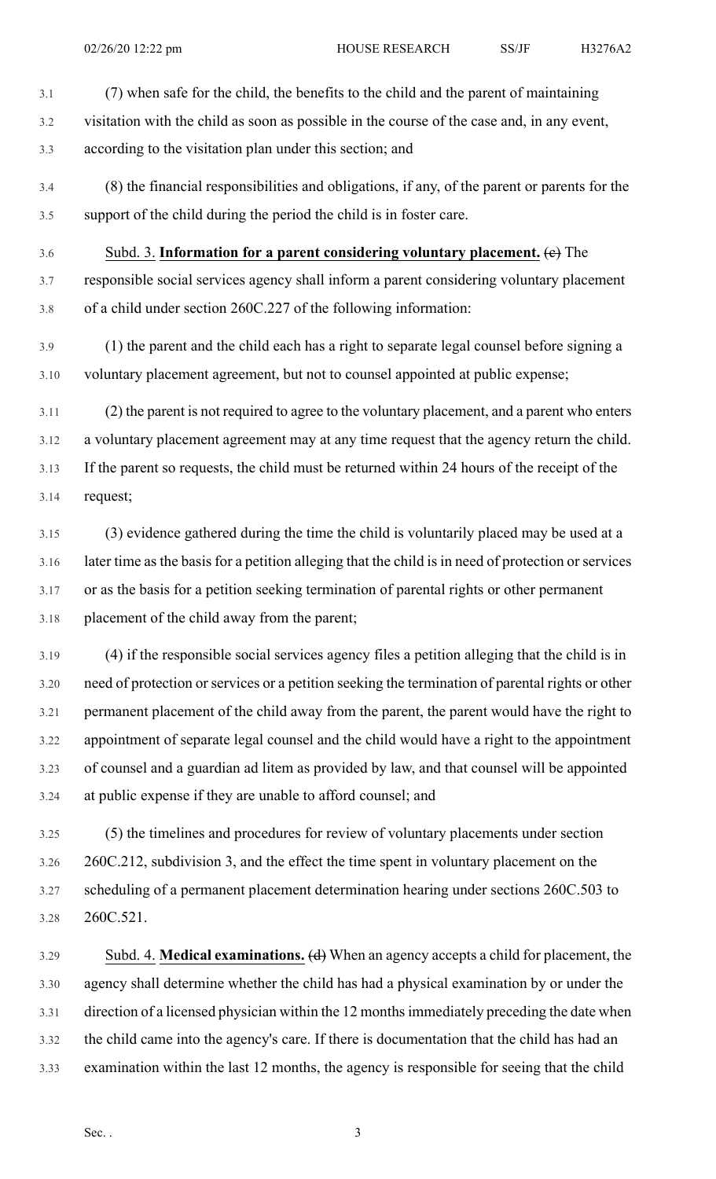(7) when safe for the child, the benefits to the child and the parent of maintaining visitation with the child as soon as possible in the course of the case and, in any event, according to the visitation plan under this section; and

(8) the financial responsibilities and obligations, if any, of the parent or parents for the support of the child during the period the child is in foster care.

Subd. 3. **Information for a parent considering voluntary placement.** ~~(c)~~ The responsible social services agency shall inform a parent considering voluntary placement of a child under section 260C.227 of the following information:

(1) the parent and the child each has a right to separate legal counsel before signing a voluntary placement agreement, but not to counsel appointed at public expense;

(2) the parent is not required to agree to the voluntary placement, and a parent who enters a voluntary placement agreement may at any time request that the agency return the child. If the parent so requests, the child must be returned within 24 hours of the receipt of the request;

(3) evidence gathered during the time the child is voluntarily placed may be used at a later time as the basis for a petition alleging that the child is in need of protection or services or as the basis for a petition seeking termination of parental rights or other permanent placement of the child away from the parent;

(4) if the responsible social services agency files a petition alleging that the child is in need of protection or services or a petition seeking the termination of parental rights or other permanent placement of the child away from the parent, the parent would have the right to appointment of separate legal counsel and the child would have a right to the appointment of counsel and a guardian ad litem as provided by law, and that counsel will be appointed at public expense if they are unable to afford counsel; and

(5) the timelines and procedures for review of voluntary placements under section 260C.212, subdivision 3, and the effect the time spent in voluntary placement on the scheduling of a permanent placement determination hearing under sections 260C.503 to 260C.521.

Subd. 4. **Medical examinations.** ~~(d)~~ When an agency accepts a child for placement, the agency shall determine whether the child has had a physical examination by or under the direction of a licensed physician within the 12 months immediately preceding the date when the child came into the agency's care. If there is documentation that the child has had an examination within the last 12 months, the agency is responsible for seeing that the child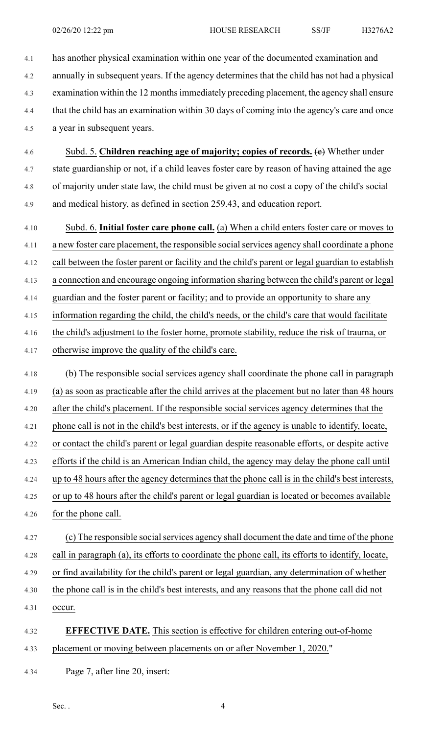has another physical examination within one year of the documented examination and annually in subsequent years. If the agency determines that the child has not had a physical examination within the 12 months immediately preceding placement, the agency shall ensure that the child has an examination within 30 days of coming into the agency's care and once a year in subsequent years.

Subd. 5. **Children reaching age of majority; copies of records.** ~~(e)~~ Whether under state guardianship or not, if a child leaves foster care by reason of having attained the age of majority under state law, the child must be given at no cost a copy of the child's social and medical history, as defined in section 259.43, and education report.

Subd. 6. **Initial foster care phone call.** (a) When a child enters foster care or moves to a new foster care placement, the responsible social services agency shall coordinate a phone call between the foster parent or facility and the child's parent or legal guardian to establish a connection and encourage ongoing information sharing between the child's parent or legal guardian and the foster parent or facility; and to provide an opportunity to share any information regarding the child, the child's needs, or the child's care that would facilitate the child's adjustment to the foster home, promote stability, reduce the risk of trauma, or otherwise improve the quality of the child's care.

(b) The responsible social services agency shall coordinate the phone call in paragraph (a) as soon as practicable after the child arrives at the placement but no later than 48 hours after the child's placement. If the responsible social services agency determines that the phone call is not in the child's best interests, or if the agency is unable to identify, locate, or contact the child's parent or legal guardian despite reasonable efforts, or despite active efforts if the child is an American Indian child, the agency may delay the phone call until up to 48 hours after the agency determines that the phone call is in the child's best interests, or up to 48 hours after the child's parent or legal guardian is located or becomes available for the phone call.

(c) The responsible social services agency shall document the date and time of the phone call in paragraph (a), its efforts to coordinate the phone call, its efforts to identify, locate, or find availability for the child's parent or legal guardian, any determination of whether the phone call is in the child's best interests, and any reasons that the phone call did not occur.

**EFFECTIVE DATE.** This section is effective for children entering out-of-home placement or moving between placements on or after November 1, 2020."

Page 7, after line 20, insert: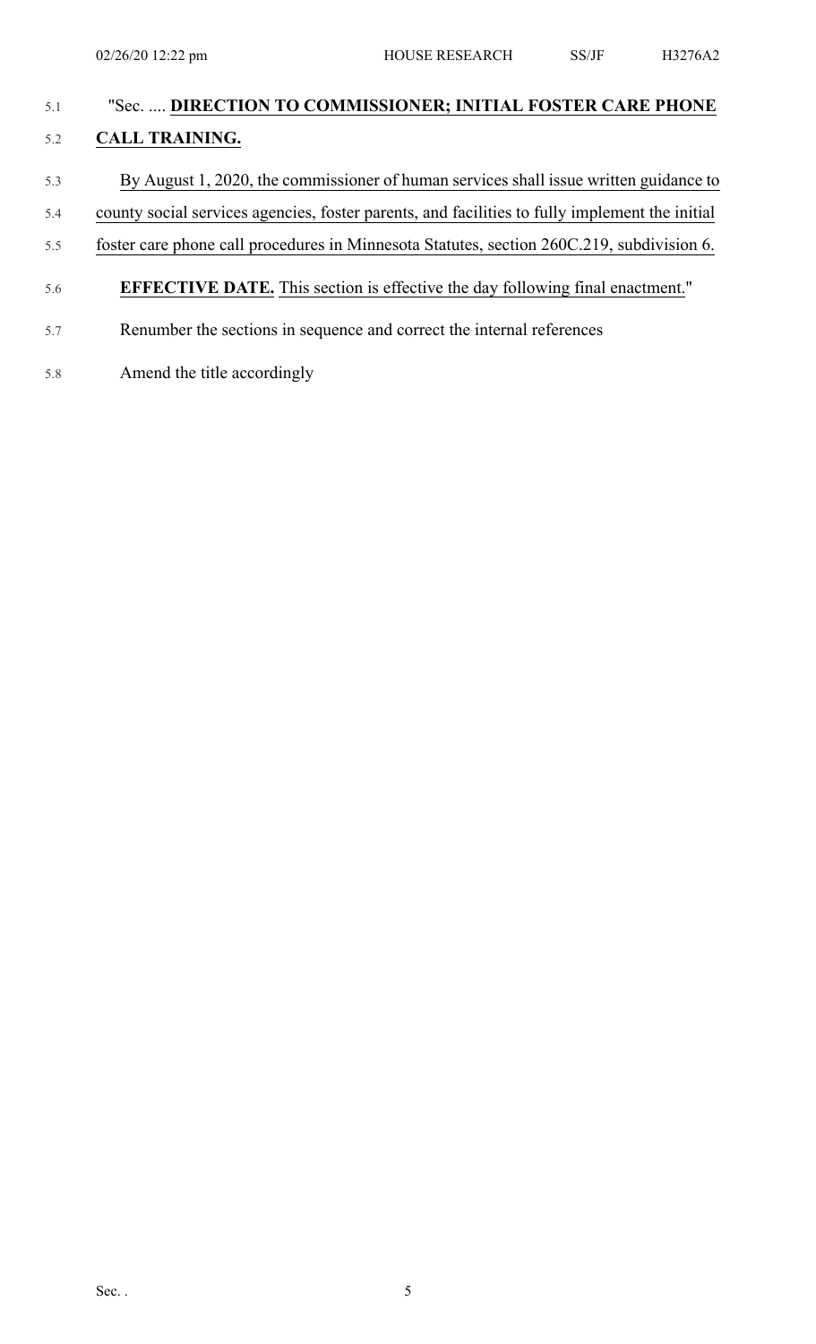"Sec. .... **DIRECTION TO COMMISSIONER; INITIAL FOSTER CARE PHONE CALL TRAINING.**

By August 1, 2020, the commissioner of human services shall issue written guidance to county social services agencies, foster parents, and facilities to fully implement the initial foster care phone call procedures in Minnesota Statutes, section 260C.219, subdivision 6.

**EFFECTIVE DATE.** This section is effective the day following final enactment."

Renumber the sections in sequence and correct the internal references

Amend the title accordingly